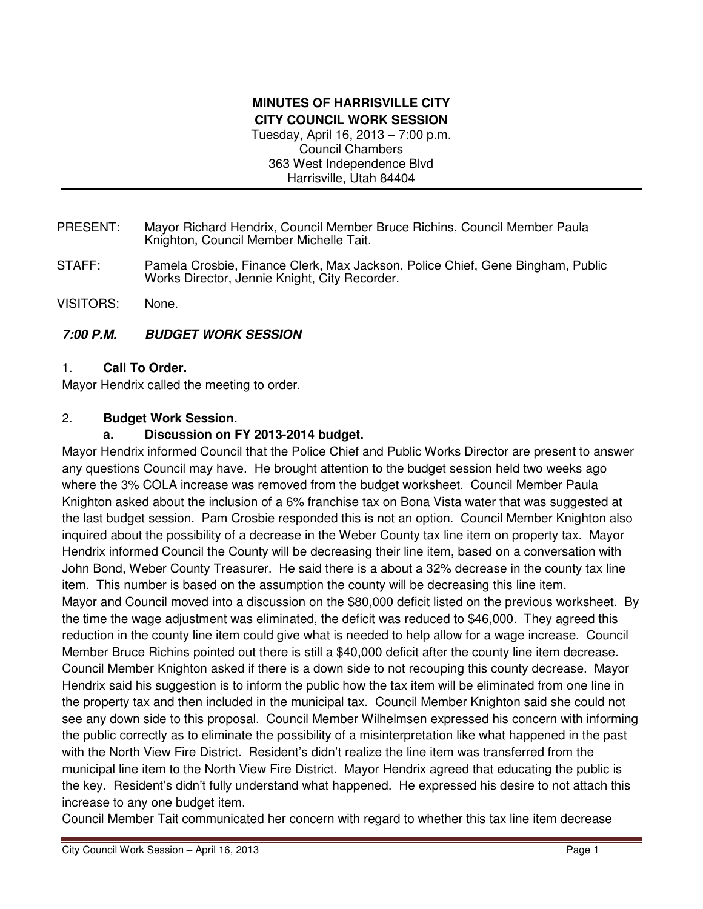**MINUTES OF HARRISVILLE CITY**
**CITY COUNCIL WORK SESSION**
Tuesday, April 16, 2013 – 7:00 p.m.
Council Chambers
363 West Independence Blvd
Harrisville, Utah 84404

---

PRESENT: Mayor Richard Hendrix, Council Member Bruce Richins, Council Member Paula Knighton, Council Member Michelle Tait.

STAFF: Pamela Crosbie, Finance Clerk, Max Jackson, Police Chief, Gene Bingham, Public Works Director, Jennie Knight, City Recorder.

VISITORS: None.

***7:00 P.M. BUDGET WORK SESSION***

1. **Call To Order.**

Mayor Hendrix called the meeting to order.

2. **Budget Work Session.**

   **a. Discussion on FY 2013-2014 budget.**

Mayor Hendrix informed Council that the Police Chief and Public Works Director are present to answer any questions Council may have. He brought attention to the budget session held two weeks ago where the 3% COLA increase was removed from the budget worksheet. Council Member Paula Knighton asked about the inclusion of a 6% franchise tax on Bona Vista water that was suggested at the last budget session. Pam Crosbie responded this is not an option. Council Member Knighton also inquired about the possibility of a decrease in the Weber County tax line item on property tax. Mayor Hendrix informed Council the County will be decreasing their line item, based on a conversation with John Bond, Weber County Treasurer. He said there is a about a 32% decrease in the county tax line item. This number is based on the assumption the county will be decreasing this line item.

Mayor and Council moved into a discussion on the $80,000 deficit listed on the previous worksheet. By the time the wage adjustment was eliminated, the deficit was reduced to $46,000. They agreed this reduction in the county line item could give what is needed to help allow for a wage increase. Council Member Bruce Richins pointed out there is still a $40,000 deficit after the county line item decrease. Council Member Knighton asked if there is a down side to not recouping this county decrease. Mayor Hendrix said his suggestion is to inform the public how the tax item will be eliminated from one line in the property tax and then included in the municipal tax. Council Member Knighton said she could not see any down side to this proposal. Council Member Wilhelmsen expressed his concern with informing the public correctly as to eliminate the possibility of a misinterpretation like what happened in the past with the North View Fire District. Resident's didn't realize the line item was transferred from the municipal line item to the North View Fire District. Mayor Hendrix agreed that educating the public is the key. Resident's didn't fully understand what happened. He expressed his desire to not attach this increase to any one budget item.

Council Member Tait communicated her concern with regard to whether this tax line item decrease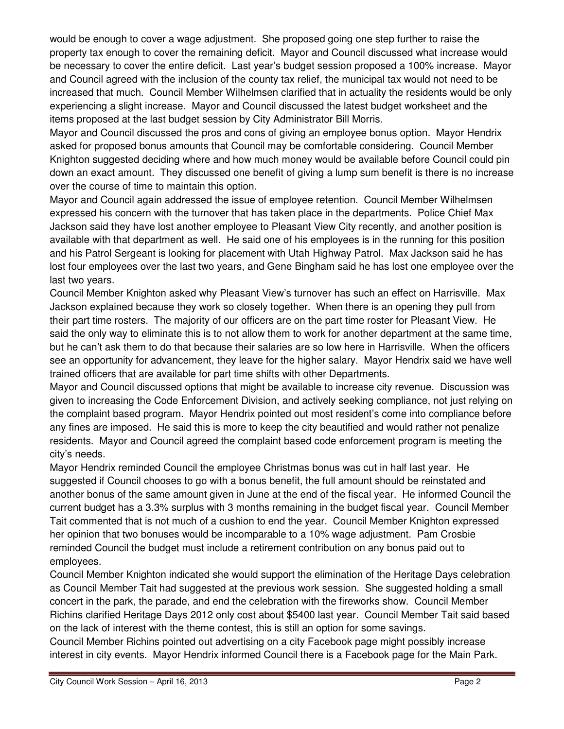would be enough to cover a wage adjustment. She proposed going one step further to raise the property tax enough to cover the remaining deficit. Mayor and Council discussed what increase would be necessary to cover the entire deficit. Last year's budget session proposed a 100% increase. Mayor and Council agreed with the inclusion of the county tax relief, the municipal tax would not need to be increased that much. Council Member Wilhelmsen clarified that in actuality the residents would be only experiencing a slight increase. Mayor and Council discussed the latest budget worksheet and the items proposed at the last budget session by City Administrator Bill Morris.

Mayor and Council discussed the pros and cons of giving an employee bonus option. Mayor Hendrix asked for proposed bonus amounts that Council may be comfortable considering. Council Member Knighton suggested deciding where and how much money would be available before Council could pin down an exact amount. They discussed one benefit of giving a lump sum benefit is there is no increase over the course of time to maintain this option.

Mayor and Council again addressed the issue of employee retention. Council Member Wilhelmsen expressed his concern with the turnover that has taken place in the departments. Police Chief Max Jackson said they have lost another employee to Pleasant View City recently, and another position is available with that department as well. He said one of his employees is in the running for this position and his Patrol Sergeant is looking for placement with Utah Highway Patrol. Max Jackson said he has lost four employees over the last two years, and Gene Bingham said he has lost one employee over the last two years.

Council Member Knighton asked why Pleasant View's turnover has such an effect on Harrisville. Max Jackson explained because they work so closely together. When there is an opening they pull from their part time rosters. The majority of our officers are on the part time roster for Pleasant View. He said the only way to eliminate this is to not allow them to work for another department at the same time, but he can't ask them to do that because their salaries are so low here in Harrisville. When the officers see an opportunity for advancement, they leave for the higher salary. Mayor Hendrix said we have well trained officers that are available for part time shifts with other Departments.

Mayor and Council discussed options that might be available to increase city revenue. Discussion was given to increasing the Code Enforcement Division, and actively seeking compliance, not just relying on the complaint based program. Mayor Hendrix pointed out most resident's come into compliance before any fines are imposed. He said this is more to keep the city beautified and would rather not penalize residents. Mayor and Council agreed the complaint based code enforcement program is meeting the city's needs.

Mayor Hendrix reminded Council the employee Christmas bonus was cut in half last year. He suggested if Council chooses to go with a bonus benefit, the full amount should be reinstated and another bonus of the same amount given in June at the end of the fiscal year. He informed Council the current budget has a 3.3% surplus with 3 months remaining in the budget fiscal year. Council Member Tait commented that is not much of a cushion to end the year. Council Member Knighton expressed her opinion that two bonuses would be incomparable to a 10% wage adjustment. Pam Crosbie reminded Council the budget must include a retirement contribution on any bonus paid out to employees.

Council Member Knighton indicated she would support the elimination of the Heritage Days celebration as Council Member Tait had suggested at the previous work session. She suggested holding a small concert in the park, the parade, and end the celebration with the fireworks show. Council Member Richins clarified Heritage Days 2012 only cost about $5400 last year. Council Member Tait said based on the lack of interest with the theme contest, this is still an option for some savings.

Council Member Richins pointed out advertising on a city Facebook page might possibly increase interest in city events. Mayor Hendrix informed Council there is a Facebook page for the Main Park.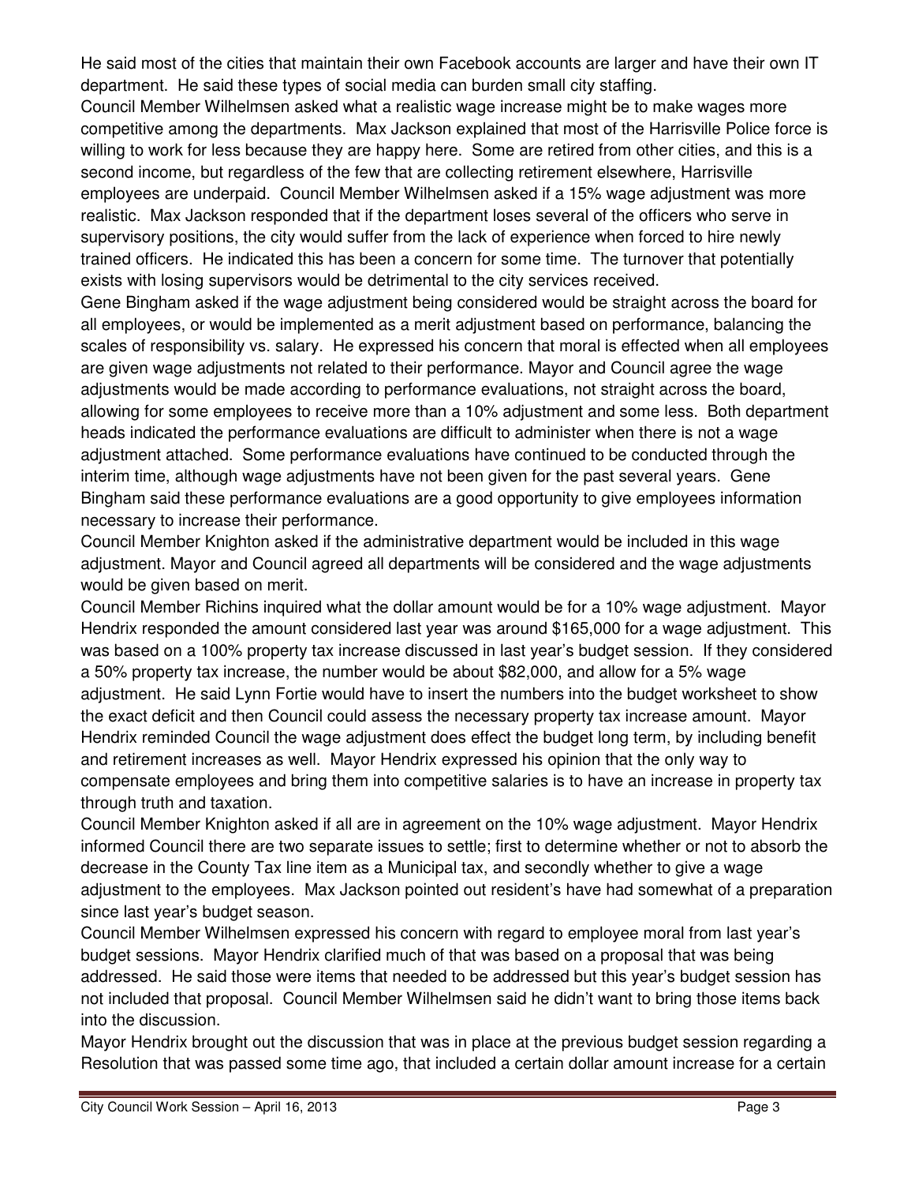He said most of the cities that maintain their own Facebook accounts are larger and have their own IT department. He said these types of social media can burden small city staffing.

Council Member Wilhelmsen asked what a realistic wage increase might be to make wages more competitive among the departments. Max Jackson explained that most of the Harrisville Police force is willing to work for less because they are happy here. Some are retired from other cities, and this is a second income, but regardless of the few that are collecting retirement elsewhere, Harrisville employees are underpaid. Council Member Wilhelmsen asked if a 15% wage adjustment was more realistic. Max Jackson responded that if the department loses several of the officers who serve in supervisory positions, the city would suffer from the lack of experience when forced to hire newly trained officers. He indicated this has been a concern for some time. The turnover that potentially exists with losing supervisors would be detrimental to the city services received.

Gene Bingham asked if the wage adjustment being considered would be straight across the board for all employees, or would be implemented as a merit adjustment based on performance, balancing the scales of responsibility vs. salary. He expressed his concern that moral is effected when all employees are given wage adjustments not related to their performance. Mayor and Council agree the wage adjustments would be made according to performance evaluations, not straight across the board, allowing for some employees to receive more than a 10% adjustment and some less. Both department heads indicated the performance evaluations are difficult to administer when there is not a wage adjustment attached. Some performance evaluations have continued to be conducted through the interim time, although wage adjustments have not been given for the past several years. Gene Bingham said these performance evaluations are a good opportunity to give employees information necessary to increase their performance.

Council Member Knighton asked if the administrative department would be included in this wage adjustment. Mayor and Council agreed all departments will be considered and the wage adjustments would be given based on merit.

Council Member Richins inquired what the dollar amount would be for a 10% wage adjustment. Mayor Hendrix responded the amount considered last year was around $165,000 for a wage adjustment. This was based on a 100% property tax increase discussed in last year's budget session. If they considered a 50% property tax increase, the number would be about $82,000, and allow for a 5% wage adjustment. He said Lynn Fortie would have to insert the numbers into the budget worksheet to show the exact deficit and then Council could assess the necessary property tax increase amount. Mayor Hendrix reminded Council the wage adjustment does effect the budget long term, by including benefit and retirement increases as well. Mayor Hendrix expressed his opinion that the only way to compensate employees and bring them into competitive salaries is to have an increase in property tax through truth and taxation.

Council Member Knighton asked if all are in agreement on the 10% wage adjustment. Mayor Hendrix informed Council there are two separate issues to settle; first to determine whether or not to absorb the decrease in the County Tax line item as a Municipal tax, and secondly whether to give a wage adjustment to the employees. Max Jackson pointed out resident's have had somewhat of a preparation since last year's budget season.

Council Member Wilhelmsen expressed his concern with regard to employee moral from last year's budget sessions. Mayor Hendrix clarified much of that was based on a proposal that was being addressed. He said those were items that needed to be addressed but this year's budget session has not included that proposal. Council Member Wilhelmsen said he didn't want to bring those items back into the discussion.

Mayor Hendrix brought out the discussion that was in place at the previous budget session regarding a Resolution that was passed some time ago, that included a certain dollar amount increase for a certain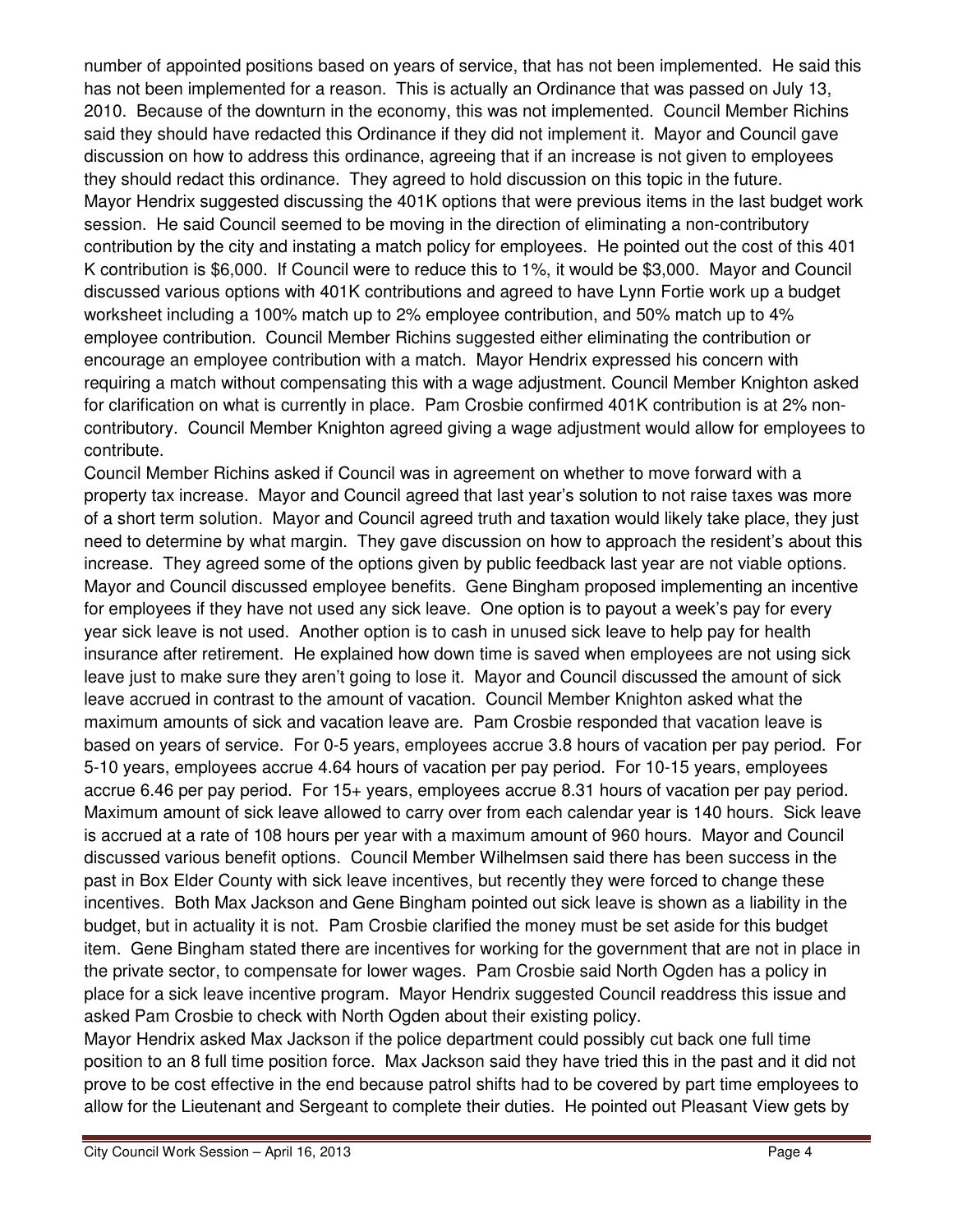number of appointed positions based on years of service, that has not been implemented. He said this has not been implemented for a reason. This is actually an Ordinance that was passed on July 13, 2010. Because of the downturn in the economy, this was not implemented. Council Member Richins said they should have redacted this Ordinance if they did not implement it. Mayor and Council gave discussion on how to address this ordinance, agreeing that if an increase is not given to employees they should redact this ordinance. They agreed to hold discussion on this topic in the future.

Mayor Hendrix suggested discussing the 401K options that were previous items in the last budget work session. He said Council seemed to be moving in the direction of eliminating a non-contributory contribution by the city and instating a match policy for employees. He pointed out the cost of this 401 K contribution is $6,000. If Council were to reduce this to 1%, it would be $3,000. Mayor and Council discussed various options with 401K contributions and agreed to have Lynn Fortie work up a budget worksheet including a 100% match up to 2% employee contribution, and 50% match up to 4% employee contribution. Council Member Richins suggested either eliminating the contribution or encourage an employee contribution with a match. Mayor Hendrix expressed his concern with requiring a match without compensating this with a wage adjustment. Council Member Knighton asked for clarification on what is currently in place. Pam Crosbie confirmed 401K contribution is at 2% non-contributory. Council Member Knighton agreed giving a wage adjustment would allow for employees to contribute.

Council Member Richins asked if Council was in agreement on whether to move forward with a property tax increase. Mayor and Council agreed that last year's solution to not raise taxes was more of a short term solution. Mayor and Council agreed truth and taxation would likely take place, they just need to determine by what margin. They gave discussion on how to approach the resident's about this increase. They agreed some of the options given by public feedback last year are not viable options.

Mayor and Council discussed employee benefits. Gene Bingham proposed implementing an incentive for employees if they have not used any sick leave. One option is to payout a week's pay for every year sick leave is not used. Another option is to cash in unused sick leave to help pay for health insurance after retirement. He explained how down time is saved when employees are not using sick leave just to make sure they aren't going to lose it. Mayor and Council discussed the amount of sick leave accrued in contrast to the amount of vacation. Council Member Knighton asked what the maximum amounts of sick and vacation leave are. Pam Crosbie responded that vacation leave is based on years of service. For 0-5 years, employees accrue 3.8 hours of vacation per pay period. For 5-10 years, employees accrue 4.64 hours of vacation per pay period. For 10-15 years, employees accrue 6.46 per pay period. For 15+ years, employees accrue 8.31 hours of vacation per pay period. Maximum amount of sick leave allowed to carry over from each calendar year is 140 hours. Sick leave is accrued at a rate of 108 hours per year with a maximum amount of 960 hours. Mayor and Council discussed various benefit options. Council Member Wilhelmsen said there has been success in the past in Box Elder County with sick leave incentives, but recently they were forced to change these incentives. Both Max Jackson and Gene Bingham pointed out sick leave is shown as a liability in the budget, but in actuality it is not. Pam Crosbie clarified the money must be set aside for this budget item. Gene Bingham stated there are incentives for working for the government that are not in place in the private sector, to compensate for lower wages. Pam Crosbie said North Ogden has a policy in place for a sick leave incentive program. Mayor Hendrix suggested Council readdress this issue and asked Pam Crosbie to check with North Ogden about their existing policy.

Mayor Hendrix asked Max Jackson if the police department could possibly cut back one full time position to an 8 full time position force. Max Jackson said they have tried this in the past and it did not prove to be cost effective in the end because patrol shifts had to be covered by part time employees to allow for the Lieutenant and Sergeant to complete their duties. He pointed out Pleasant View gets by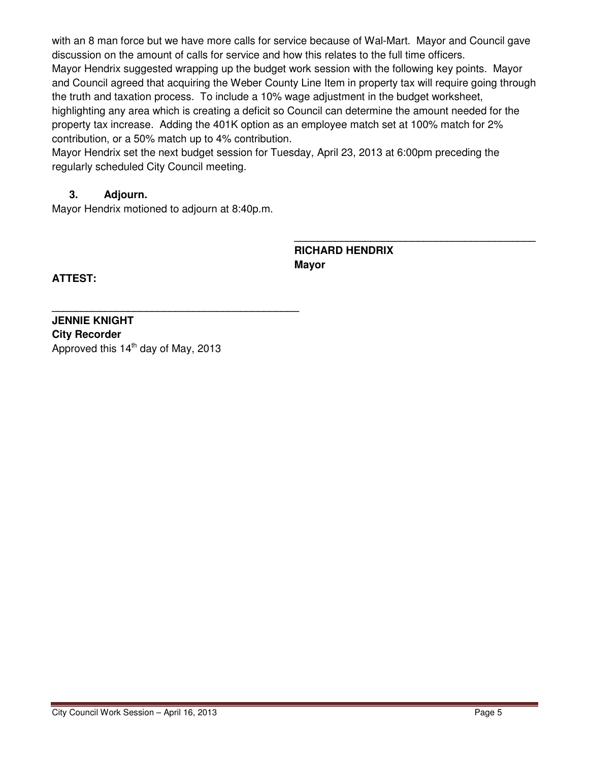with an 8 man force but we have more calls for service because of Wal-Mart. Mayor and Council gave discussion on the amount of calls for service and how this relates to the full time officers.
Mayor Hendrix suggested wrapping up the budget work session with the following key points. Mayor and Council agreed that acquiring the Weber County Line Item in property tax will require going through the truth and taxation process. To include a 10% wage adjustment in the budget worksheet, highlighting any area which is creating a deficit so Council can determine the amount needed for the property tax increase. Adding the 401K option as an employee match set at 100% match for 2% contribution, or a 50% match up to 4% contribution.
Mayor Hendrix set the next budget session for Tuesday, April 23, 2013 at 6:00pm preceding the regularly scheduled City Council meeting.

### 3. Adjourn.

Mayor Hendrix motioned to adjourn at 8:40p.m.

\_\_\_\_\_\_\_\_\_\_\_\_\_\_\_\_\_\_\_\_\_\_\_\_\_\_\_\_\_\_\_\_\_\_\_\_\_\_\_\_\_\_

**RICHARD HENDRIX**
**Mayor**

**ATTEST:**

\_\_\_\_\_\_\_\_\_\_\_\_\_\_\_\_\_\_\_\_\_\_\_\_\_\_\_\_\_\_\_\_\_\_\_\_\_\_\_\_\_\_

**JENNIE KNIGHT**
**City Recorder**
Approved this 14th day of May, 2013